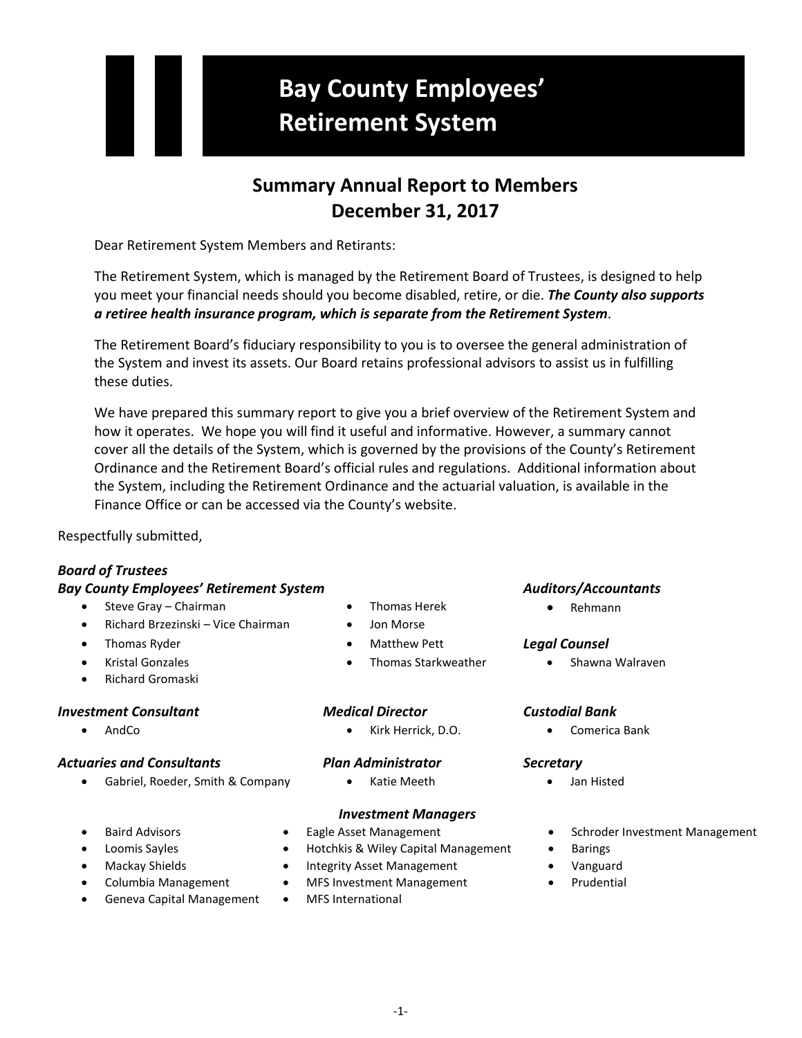# Bay County Employees' Retirement System

## Summary Annual Report to Members
## December 31, 2017

Dear Retirement System Members and Retirants:

The Retirement System, which is managed by the Retirement Board of Trustees, is designed to help you meet your financial needs should you become disabled, retire, or die. ***The County also supports a retiree health insurance program, which is separate from the Retirement System***.

The Retirement Board's fiduciary responsibility to you is to oversee the general administration of the System and invest its assets. Our Board retains professional advisors to assist us in fulfilling these duties.

We have prepared this summary report to give you a brief overview of the Retirement System and how it operates. We hope you will find it useful and informative. However, a summary cannot cover all the details of the System, which is governed by the provisions of the County's Retirement Ordinance and the Retirement Board's official rules and regulations. Additional information about the System, including the Retirement Ordinance and the actuarial valuation, is available in the Finance Office or can be accessed via the County's website.

Respectfully submitted,

***Board of Trustees***
***Bay County Employees' Retirement System***

- Steve Gray – Chairman
- Richard Brzezinski – Vice Chairman
- Thomas Ryder
- Kristal Gonzales
- Richard Gromaski
- Thomas Herek
- Jon Morse
- Matthew Pett
- Thomas Starkweather

***Auditors/Accountants***

- Rehmann

***Legal Counsel***

- Shawna Walraven

***Investment Consultant***

- AndCo

***Medical Director***

- Kirk Herrick, D.O.

***Custodial Bank***

- Comerica Bank

***Actuaries and Consultants***

- Gabriel, Roeder, Smith & Company

***Plan Administrator***

- Katie Meeth

***Secretary***

- Jan Histed

***Investment Managers***

- Baird Advisors
- Loomis Sayles
- Mackay Shields
- Columbia Management
- Geneva Capital Management
- Eagle Asset Management
- Hotchkis & Wiley Capital Management
- Integrity Asset Management
- MFS Investment Management
- MFS International
- Schroder Investment Management
- Barings
- Vanguard
- Prudential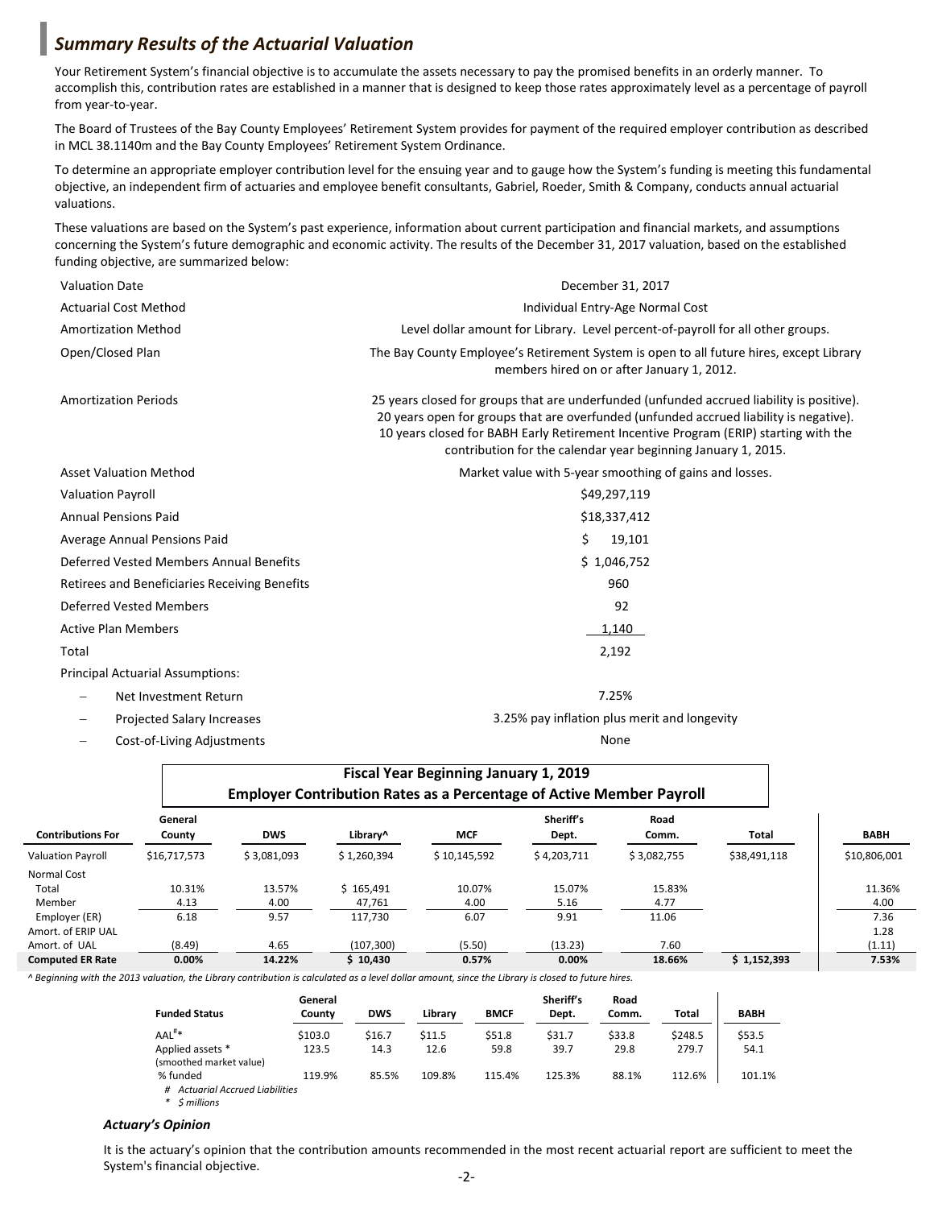## *Summary Results of the Actuarial Valuation*

Your Retirement System's financial objective is to accumulate the assets necessary to pay the promised benefits in an orderly manner. To accomplish this, contribution rates are established in a manner that is designed to keep those rates approximately level as a percentage of payroll from year-to-year.

The Board of Trustees of the Bay County Employees' Retirement System provides for payment of the required employer contribution as described in MCL 38.1140m and the Bay County Employees' Retirement System Ordinance.

To determine an appropriate employer contribution level for the ensuing year and to gauge how the System's funding is meeting this fundamental objective, an independent firm of actuaries and employee benefit consultants, Gabriel, Roeder, Smith & Company, conducts annual actuarial valuations.

These valuations are based on the System's past experience, information about current participation and financial markets, and assumptions concerning the System's future demographic and economic activity. The results of the December 31, 2017 valuation, based on the established funding objective, are summarized below:

| | |
|---|---|
| Valuation Date | December 31, 2017 |
| Actuarial Cost Method | Individual Entry-Age Normal Cost |
| Amortization Method | Level dollar amount for Library. Level percent-of-payroll for all other groups. |
| Open/Closed Plan | The Bay County Employee's Retirement System is open to all future hires, except Library members hired on or after January 1, 2012. |
| Amortization Periods | 25 years closed for groups that are underfunded (unfunded accrued liability is positive). 20 years open for groups that are overfunded (unfunded accrued liability is negative). 10 years closed for BABH Early Retirement Incentive Program (ERIP) starting with the contribution for the calendar year beginning January 1, 2015. |
| Asset Valuation Method | Market value with 5-year smoothing of gains and losses. |
| Valuation Payroll | $49,297,119 |
| Annual Pensions Paid | $18,337,412 |
| Average Annual Pensions Paid | $ 19,101 |
| Deferred Vested Members Annual Benefits | $ 1,046,752 |
| Retirees and Beneficiaries Receiving Benefits | 960 |
| Deferred Vested Members | 92 |
| Active Plan Members | 1,140 |
| Total | 2,192 |

Principal Actuarial Assumptions:

- Net Investment Return: 7.25%
- Projected Salary Increases: 3.25% pay inflation plus merit and longevity
- Cost-of-Living Adjustments: None

**Fiscal Year Beginning January 1, 2019**
**Employer Contribution Rates as a Percentage of Active Member Payroll**

| Contributions For | General County | DWS | Library^ | MCF | Sheriff's Dept. | Road Comm. | Total | BABH |
|---|---|---|---|---|---|---|---|---|
| Valuation Payroll | $16,717,573 | $ 3,081,093 | $ 1,260,394 | $ 10,145,592 | $ 4,203,711 | $ 3,082,755 | $38,491,118 | $10,806,001 |
| Normal Cost | | | | | | | | |
| Total | 10.31% | 13.57% | $ 165,491 | 10.07% | 15.07% | 15.83% | | 11.36% |
| Member | 4.13 | 4.00 | 47,761 | 4.00 | 5.16 | 4.77 | | 4.00 |
| Employer (ER) | 6.18 | 9.57 | 117,730 | 6.07 | 9.91 | 11.06 | | 7.36 |
| Amort. of ERIP UAL | | | | | | | | 1.28 |
| Amort. of UAL | (8.49) | 4.65 | (107,300) | (5.50) | (13.23) | 7.60 | | (1.11) |
| **Computed ER Rate** | **0.00%** | **14.22%** | **$ 10,430** | **0.57%** | **0.00%** | **18.66%** | **$ 1,152,393** | **7.53%** |

*^ Beginning with the 2013 valuation, the Library contribution is calculated as a level dollar amount, since the Library is closed to future hires.*

| Funded Status | General County | DWS | Library | BMCF | Sheriff's Dept. | Road Comm. | Total | BABH |
|---|---|---|---|---|---|---|---|---|
| AAL#* | $103.0 | $16.7 | $11.5 | $51.8 | $31.7 | $33.8 | $248.5 | $53.5 |
| Applied assets * (smoothed market value) | 123.5 | 14.3 | 12.6 | 59.8 | 39.7 | 29.8 | 279.7 | 54.1 |
| % funded | 119.9% | 85.5% | 109.8% | 115.4% | 125.3% | 88.1% | 112.6% | 101.1% |

*# Actuarial Accrued Liabilities*
*\* $ millions*

### *Actuary's Opinion*

It is the actuary's opinion that the contribution amounts recommended in the most recent actuarial report are sufficient to meet the System's financial objective.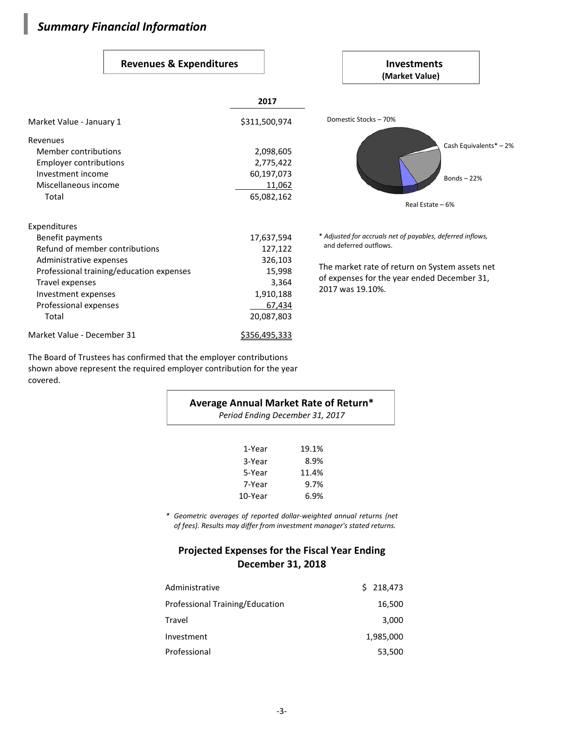## *Summary Financial Information*

### Revenues & Expenditures

| | 2017 |
|---|---|
| Market Value - January 1 | $311,500,974 |
| **Revenues** | |
| Member contributions | 2,098,605 |
| Employer contributions | 2,775,422 |
| Investment income | 60,197,073 |
| Miscellaneous income | 11,062 |
| Total | 65,082,162 |
| **Expenditures** | |
| Benefit payments | 17,637,594 |
| Refund of member contributions | 127,122 |
| Administrative expenses | 326,103 |
| Professional training/education expenses | 15,998 |
| Travel expenses | 3,364 |
| Investment expenses | 1,910,188 |
| Professional expenses | 67,434 |
| Total | 20,087,803 |
| Market Value - December 31 | $356,495,333 |

The Board of Trustees has confirmed that the employer contributions shown above represent the required employer contribution for the year covered.

### Investments
**(Market Value)**

Domestic Stocks – 70%

Cash Equivalents* – 2%

Bonds – 22%

Real Estate – 6%

\* *Adjusted for accruals net of payables, deferred inflows, and deferred outflows.*

The market rate of return on System assets net of expenses for the year ended December 31, 2017 was 19.10%.

### Average Annual Market Rate of Return*
*Period Ending December 31, 2017*

| | |
|---|---|
| 1-Year | 19.1% |
| 3-Year | 8.9% |
| 5-Year | 11.4% |
| 7-Year | 9.7% |
| 10-Year | 6.9% |

\* *Geometric averages of reported dollar-weighted annual returns (net of fees). Results may differ from investment manager's stated returns.*

### Projected Expenses for the Fiscal Year Ending December 31, 2018

| | |
|---|---|
| Administrative | $ 218,473 |
| Professional Training/Education | 16,500 |
| Travel | 3,000 |
| Investment | 1,985,000 |
| Professional | 53,500 |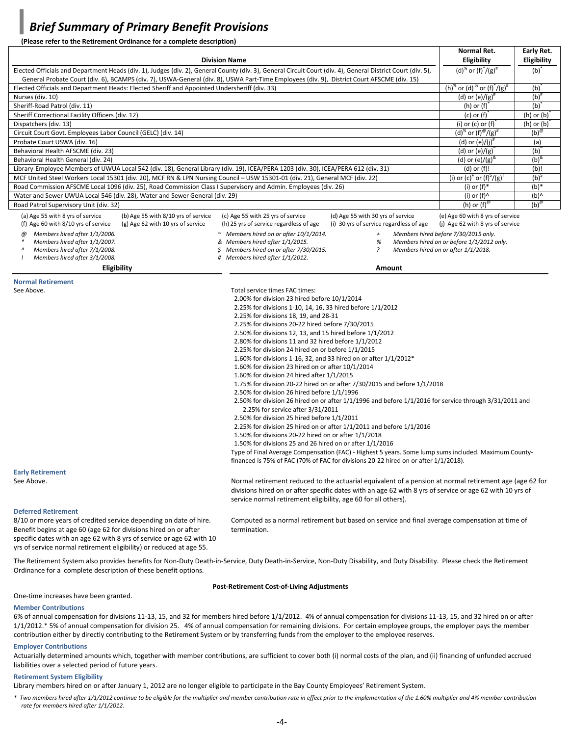# Brief Summary of Primary Benefit Provisions

**(Please refer to the Retirement Ordinance for a complete description)**

| Division Name | Normal Ret. Eligibility | Early Ret. Eligibility |
|---|---|---|
| Elected Officials and Department Heads (div. 1), Judges (div. 2), General County (div. 3), General Circuit Court (div. 4), General District Court (div. 5), General Probate Court (div. 6), BCAMPS (div. 7), USWA-General (div. 8), USWA Part-Time Employees (div. 9), District Court AFSCME (div. 15) | (d)% or (f)*/(g)# | (b)* |
| Elected Officials and Department Heads: Elected Sheriff and Appointed Undersheriff (div. 33) | (h)% or (d)% or (f)*/(g)# | (b)* |
| Nurses (div. 10) | (d) or (e)/(g)# | (b)# |
| Sheriff-Road Patrol (div. 11) | (h) or (f)* | (b)* |
| Sheriff Correctional Facility Officers (div. 12) | (c) or (f)* | (h) or (b)* |
| Dispatchers (div. 13) | (i) or (c) or (f)* | (h) or (b)* |
| Circuit Court Govt. Employees Labor Council (GELC) (div. 14) | (d)% or (f)@/(g)# | (b)@ |
| Probate Court USWA (div. 16) | (d) or (e)/(j)# | (a) |
| Behavioral Health AFSCME (div. 23) | (d) or (e)/(g)~ | (b)~ |
| Behavioral Health General (div. 24) | (d) or (e)/(g)& | (b)& |
| Library-Employee Members of UWUA Local 542 (div. 18), General Library (div. 19), ICEA/PERA 1203 (div. 30), ICEA/PERA 612 (div. 31) | (d) or (f)! | (b)! |
| MCF United Steel Workers Local 15301 (div. 20), MCF RN & LPN Nursing Council – USW 15301-01 (div. 21), General MCF (div. 22) | (i) or (c)+ or (f)$/(g)? | (b)$ |
| Road Commission AFSCME Local 1096 (div. 25), Road Commission Class I Supervisory and Admin. Employees (div. 26) | (i) or (f)* | (b)* |
| Water and Sewer UWUA Local 546 (div. 28), Water and Sewer General (div. 29) | (i) or (f)^ | (b)^ |
| Road Patrol Supervisory Unit (div. 32) | (h) or (f)@ | (b)@ |

(a) Age 55 with 8 yrs of service
(b) Age 55 with 8/10 yrs of service
(c) Age 55 with 25 yrs of service
(d) Age 55 with 30 yrs of service
(e) Age 60 with 8 yrs of service
(f) Age 60 with 8/10 yrs of service
(g) Age 62 with 10 yrs of service
(h) 25 yrs of service regardless of age
(i) 30 yrs of service regardless of age
(j) Age 62 with 8 yrs of service

*@ Members hired after 1/1/2006.*
*\* Members hired after 1/1/2007.*
*^ Members hired after 7/1/2008.*
*! Members hired after 3/1/2008.*
*~ Members hired on or after 10/1/2014.*
*& Members hired after 1/1/2015.*
*$ Members hired on or after 7/30/2015.*
*# Members hired after 1/1/2012.*
*+ Members hired before 7/30/2015 only.*
*% Members hired on or before 1/1/2012 only.*
*? Members hired on or after 1/1/2018.*

| Eligibility | Amount |
|---|---|
| **Normal Retirement**<br>See Above. | Total service times FAC times:<br>2.00% for division 23 hired before 10/1/2014<br>2.25% for divisions 1-10, 14, 16, 33 hired before 1/1/2012<br>2.25% for divisions 18, 19, and 28-31<br>2.25% for divisions 20-22 hired before 7/30/2015<br>2.50% for divisions 12, 13, and 15 hired before 1/1/2012<br>2.80% for divisions 11 and 32 hired before 1/1/2012<br>2.25% for division 24 hired on or before 1/1/2015<br>1.60% for divisions 1-16, 32, and 33 hired on or after 1/1/2012*<br>1.60% for division 23 hired on or after 10/1/2014<br>1.60% for division 24 hired after 1/1/2015<br>1.75% for division 20-22 hired on or after 7/30/2015 and before 1/1/2018<br>2.50% for division 26 hired before 1/1/1996<br>2.50% for division 26 hired on or after 1/1/1996 and before 1/1/2016 for service through 3/31/2011 and 2.25% for service after 3/31/2011<br>2.50% for division 25 hired before 1/1/2011<br>2.25% for division 25 hired on or after 1/1/2011 and before 1/1/2016<br>1.50% for divisions 20-22 hired on or after 1/1/2018<br>1.50% for divisions 25 and 26 hired on or after 1/1/2016<br>Type of Final Average Compensation (FAC) - Highest 5 years. Some lump sums included. Maximum County-financed is 75% of FAC (70% of FAC for divisions 20-22 hired on or after 1/1/2018). |
| **Early Retirement**<br>See Above. | Normal retirement reduced to the actuarial equivalent of a pension at normal retirement age (age 62 for divisions hired on or after specific dates with an age 62 with 8 yrs of service or age 62 with 10 yrs of service normal retirement eligibility, age 60 for all others). |
| **Deferred Retirement**<br>8/10 or more years of credited service depending on date of hire. Benefit begins at age 60 (age 62 for divisions hired on or after specific dates with an age 62 with 8 yrs of service or age 62 with 10 yrs of service normal retirement eligibility) or reduced at age 55. | Computed as a normal retirement but based on service and final average compensation at time of termination. |

The Retirement System also provides benefits for Non-Duty Death-in-Service, Duty Death-in-Service, Non-Duty Disability, and Duty Disability. Please check the Retirement Ordinance for a complete description of these benefit options.

**Post-Retirement Cost-of-Living Adjustments**

One-time increases have been granted.

### Member Contributions

6% of annual compensation for divisions 11-13, 15, and 32 for members hired before 1/1/2012. 4% of annual compensation for divisions 11-13, 15, and 32 hired on or after 1/1/2012.* 5% of annual compensation for division 25. 4% of annual compensation for remaining divisions. For certain employee groups, the employer pays the member contribution either by directly contributing to the Retirement System or by transferring funds from the employer to the employee reserves.

### Employer Contributions

Actuarially determined amounts which, together with member contributions, are sufficient to cover both (i) normal costs of the plan, and (ii) financing of unfunded accrued liabilities over a selected period of future years.

### Retirement System Eligibility

Library members hired on or after January 1, 2012 are no longer eligible to participate in the Bay County Employees' Retirement System.

*\* Two members hired after 1/1/2012 continue to be eligible for the multiplier and member contribution rate in effect prior to the implementation of the 1.60% multiplier and 4% member contribution rate for members hired after 1/1/2012.*